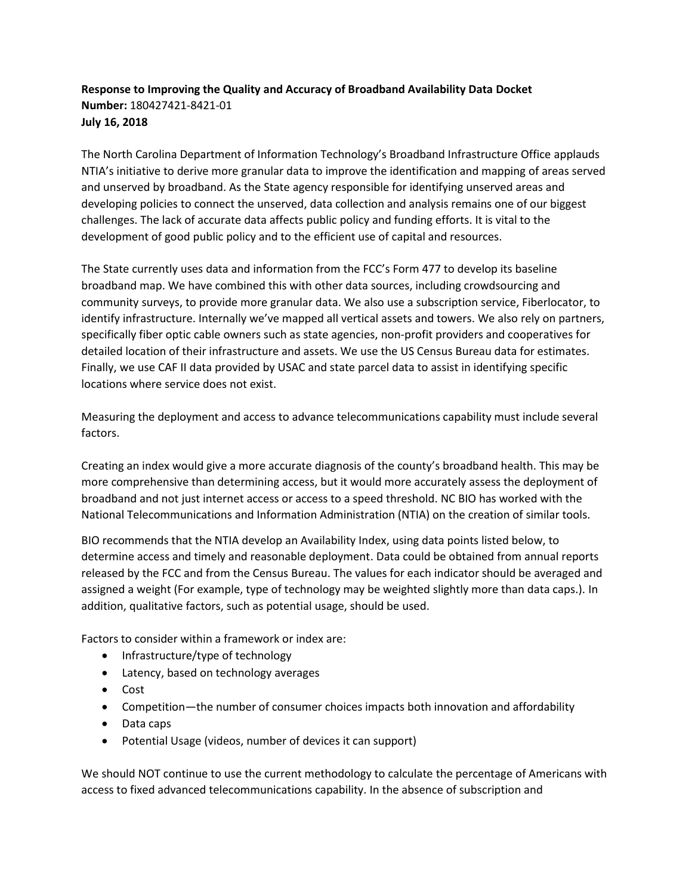**Response to Improving the Quality and Accuracy of Broadband Availability Data Docket Number:** 180427421-8421-01
**July 16, 2018**

The North Carolina Department of Information Technology's Broadband Infrastructure Office applauds NTIA's initiative to derive more granular data to improve the identification and mapping of areas served and unserved by broadband. As the State agency responsible for identifying unserved areas and developing policies to connect the unserved, data collection and analysis remains one of our biggest challenges. The lack of accurate data affects public policy and funding efforts. It is vital to the development of good public policy and to the efficient use of capital and resources.

The State currently uses data and information from the FCC's Form 477 to develop its baseline broadband map. We have combined this with other data sources, including crowdsourcing and community surveys, to provide more granular data. We also use a subscription service, Fiberlocator, to identify infrastructure. Internally we've mapped all vertical assets and towers. We also rely on partners, specifically fiber optic cable owners such as state agencies, non-profit providers and cooperatives for detailed location of their infrastructure and assets. We use the US Census Bureau data for estimates. Finally, we use CAF II data provided by USAC and state parcel data to assist in identifying specific locations where service does not exist.

Measuring the deployment and access to advance telecommunications capability must include several factors.

Creating an index would give a more accurate diagnosis of the county's broadband health. This may be more comprehensive than determining access, but it would more accurately assess the deployment of broadband and not just internet access or access to a speed threshold. NC BIO has worked with the National Telecommunications and Information Administration (NTIA) on the creation of similar tools.

BIO recommends that the NTIA develop an Availability Index, using data points listed below, to determine access and timely and reasonable deployment. Data could be obtained from annual reports released by the FCC and from the Census Bureau. The values for each indicator should be averaged and assigned a weight (For example, type of technology may be weighted slightly more than data caps.). In addition, qualitative factors, such as potential usage, should be used.

Factors to consider within a framework or index are:

- Infrastructure/type of technology
- Latency, based on technology averages
- Cost
- Competition—the number of consumer choices impacts both innovation and affordability
- Data caps
- Potential Usage (videos, number of devices it can support)

We should NOT continue to use the current methodology to calculate the percentage of Americans with access to fixed advanced telecommunications capability. In the absence of subscription and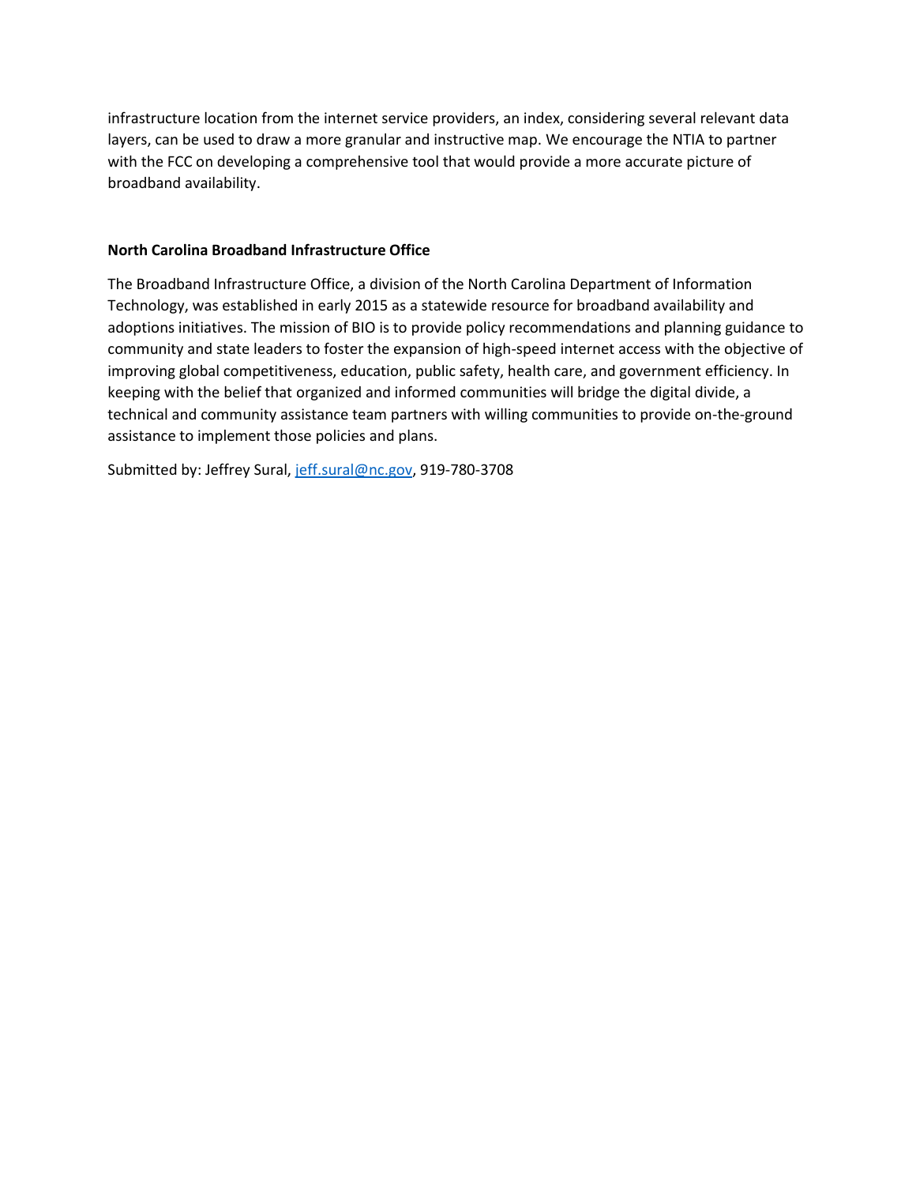infrastructure location from the internet service providers, an index, considering several relevant data layers, can be used to draw a more granular and instructive map. We encourage the NTIA to partner with the FCC on developing a comprehensive tool that would provide a more accurate picture of broadband availability.

**North Carolina Broadband Infrastructure Office**

The Broadband Infrastructure Office, a division of the North Carolina Department of Information Technology, was established in early 2015 as a statewide resource for broadband availability and adoptions initiatives. The mission of BIO is to provide policy recommendations and planning guidance to community and state leaders to foster the expansion of high-speed internet access with the objective of improving global competitiveness, education, public safety, health care, and government efficiency. In keeping with the belief that organized and informed communities will bridge the digital divide, a technical and community assistance team partners with willing communities to provide on-the-ground assistance to implement those policies and plans.

Submitted by: Jeffrey Sural, jeff.sural@nc.gov, 919-780-3708